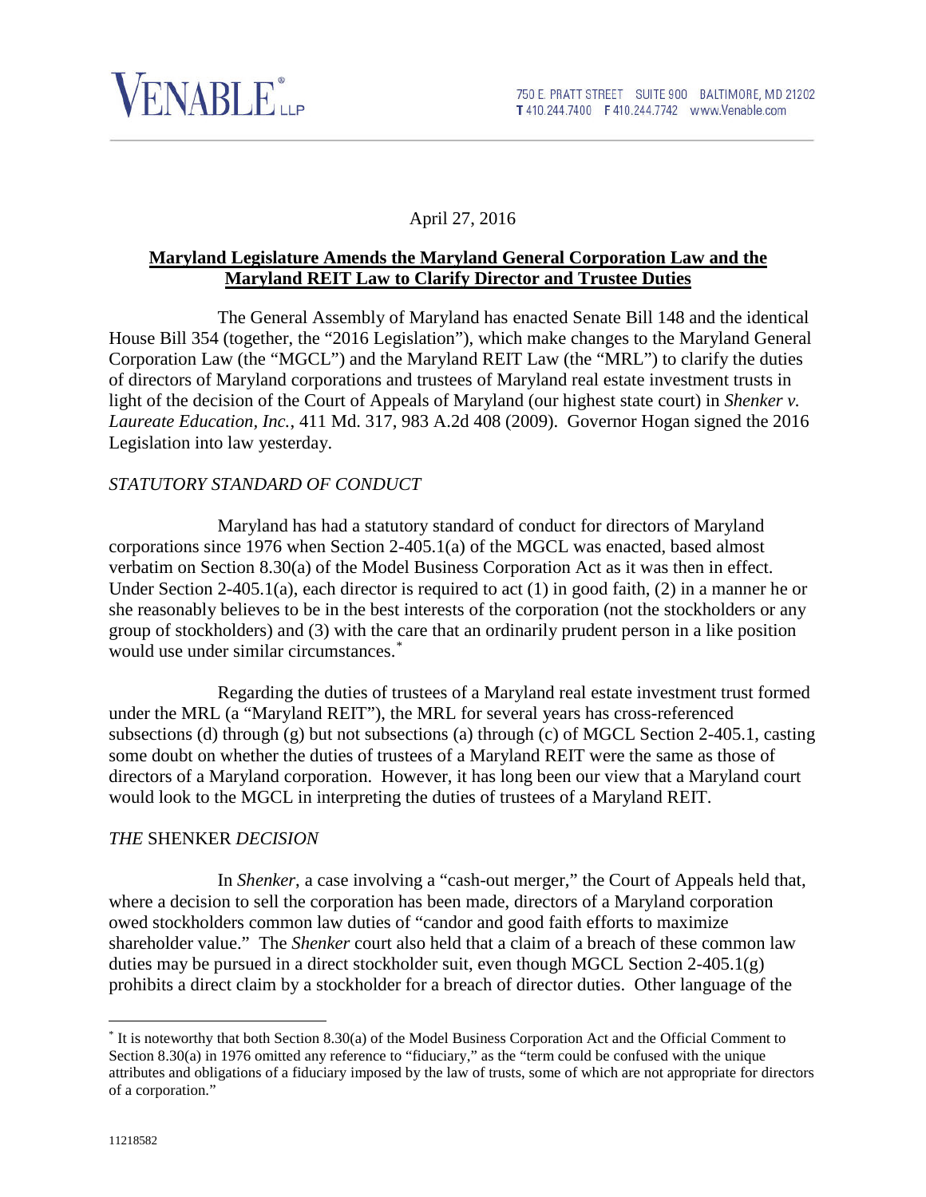VENABLE LLP

750 E. PRATT STREET SUITE 900 BALTIMORE, MD 21202
T 410.244.7400 F 410.244.7742 www.Venable.com

April 27, 2016

**Maryland Legislature Amends the Maryland General Corporation Law and the Maryland REIT Law to Clarify Director and Trustee Duties**

The General Assembly of Maryland has enacted Senate Bill 148 and the identical House Bill 354 (together, the "2016 Legislation"), which make changes to the Maryland General Corporation Law (the "MGCL") and the Maryland REIT Law (the "MRL") to clarify the duties of directors of Maryland corporations and trustees of Maryland real estate investment trusts in light of the decision of the Court of Appeals of Maryland (our highest state court) in *Shenker v. Laureate Education, Inc.*, 411 Md. 317, 983 A.2d 408 (2009). Governor Hogan signed the 2016 Legislation into law yesterday.

*STATUTORY STANDARD OF CONDUCT*

Maryland has had a statutory standard of conduct for directors of Maryland corporations since 1976 when Section 2-405.1(a) of the MGCL was enacted, based almost verbatim on Section 8.30(a) of the Model Business Corporation Act as it was then in effect. Under Section 2-405.1(a), each director is required to act (1) in good faith, (2) in a manner he or she reasonably believes to be in the best interests of the corporation (not the stockholders or any group of stockholders) and (3) with the care that an ordinarily prudent person in a like position would use under similar circumstances.*

Regarding the duties of trustees of a Maryland real estate investment trust formed under the MRL (a "Maryland REIT"), the MRL for several years has cross-referenced subsections (d) through (g) but not subsections (a) through (c) of MGCL Section 2-405.1, casting some doubt on whether the duties of trustees of a Maryland REIT were the same as those of directors of a Maryland corporation. However, it has long been our view that a Maryland court would look to the MGCL in interpreting the duties of trustees of a Maryland REIT.

*THE* SHENKER *DECISION*

In *Shenker*, a case involving a "cash-out merger," the Court of Appeals held that, where a decision to sell the corporation has been made, directors of a Maryland corporation owed stockholders common law duties of "candor and good faith efforts to maximize shareholder value." The *Shenker* court also held that a claim of a breach of these common law duties may be pursued in a direct stockholder suit, even though MGCL Section 2-405.1(g) prohibits a direct claim by a stockholder for a breach of director duties. Other language of the

* It is noteworthy that both Section 8.30(a) of the Model Business Corporation Act and the Official Comment to Section 8.30(a) in 1976 omitted any reference to "fiduciary," as the "term could be confused with the unique attributes and obligations of a fiduciary imposed by the law of trusts, some of which are not appropriate for directors of a corporation."

11218582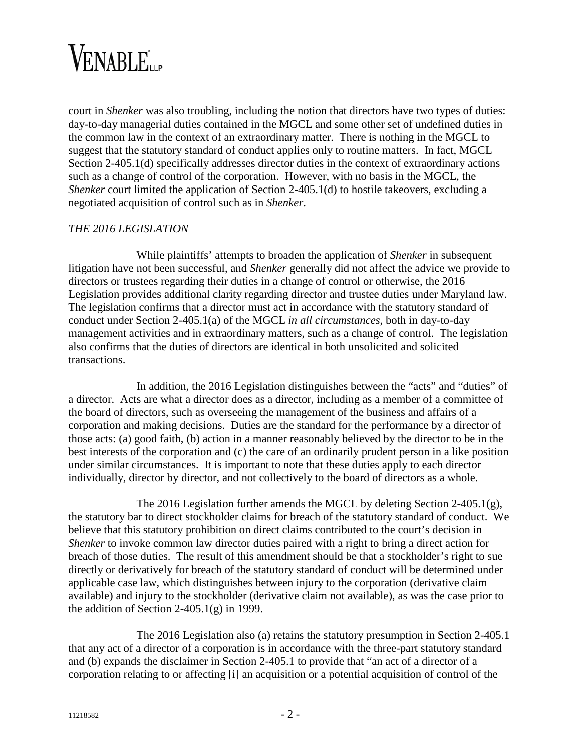court in *Shenker* was also troubling, including the notion that directors have two types of duties: day-to-day managerial duties contained in the MGCL and some other set of undefined duties in the common law in the context of an extraordinary matter. There is nothing in the MGCL to suggest that the statutory standard of conduct applies only to routine matters. In fact, MGCL Section 2-405.1(d) specifically addresses director duties in the context of extraordinary actions such as a change of control of the corporation. However, with no basis in the MGCL, the *Shenker* court limited the application of Section 2-405.1(d) to hostile takeovers, excluding a negotiated acquisition of control such as in *Shenker*.

*THE 2016 LEGISLATION*

While plaintiffs' attempts to broaden the application of *Shenker* in subsequent litigation have not been successful, and *Shenker* generally did not affect the advice we provide to directors or trustees regarding their duties in a change of control or otherwise, the 2016 Legislation provides additional clarity regarding director and trustee duties under Maryland law. The legislation confirms that a director must act in accordance with the statutory standard of conduct under Section 2-405.1(a) of the MGCL *in all circumstances*, both in day-to-day management activities and in extraordinary matters, such as a change of control. The legislation also confirms that the duties of directors are identical in both unsolicited and solicited transactions.

In addition, the 2016 Legislation distinguishes between the "acts" and "duties" of a director. Acts are what a director does as a director, including as a member of a committee of the board of directors, such as overseeing the management of the business and affairs of a corporation and making decisions. Duties are the standard for the performance by a director of those acts: (a) good faith, (b) action in a manner reasonably believed by the director to be in the best interests of the corporation and (c) the care of an ordinarily prudent person in a like position under similar circumstances. It is important to note that these duties apply to each director individually, director by director, and not collectively to the board of directors as a whole.

The 2016 Legislation further amends the MGCL by deleting Section 2-405.1(g), the statutory bar to direct stockholder claims for breach of the statutory standard of conduct. We believe that this statutory prohibition on direct claims contributed to the court's decision in *Shenker* to invoke common law director duties paired with a right to bring a direct action for breach of those duties. The result of this amendment should be that a stockholder's right to sue directly or derivatively for breach of the statutory standard of conduct will be determined under applicable case law, which distinguishes between injury to the corporation (derivative claim available) and injury to the stockholder (derivative claim not available), as was the case prior to the addition of Section 2-405.1(g) in 1999.

The 2016 Legislation also (a) retains the statutory presumption in Section 2-405.1 that any act of a director of a corporation is in accordance with the three-part statutory standard and (b) expands the disclaimer in Section 2-405.1 to provide that "an act of a director of a corporation relating to or affecting [i] an acquisition or a potential acquisition of control of the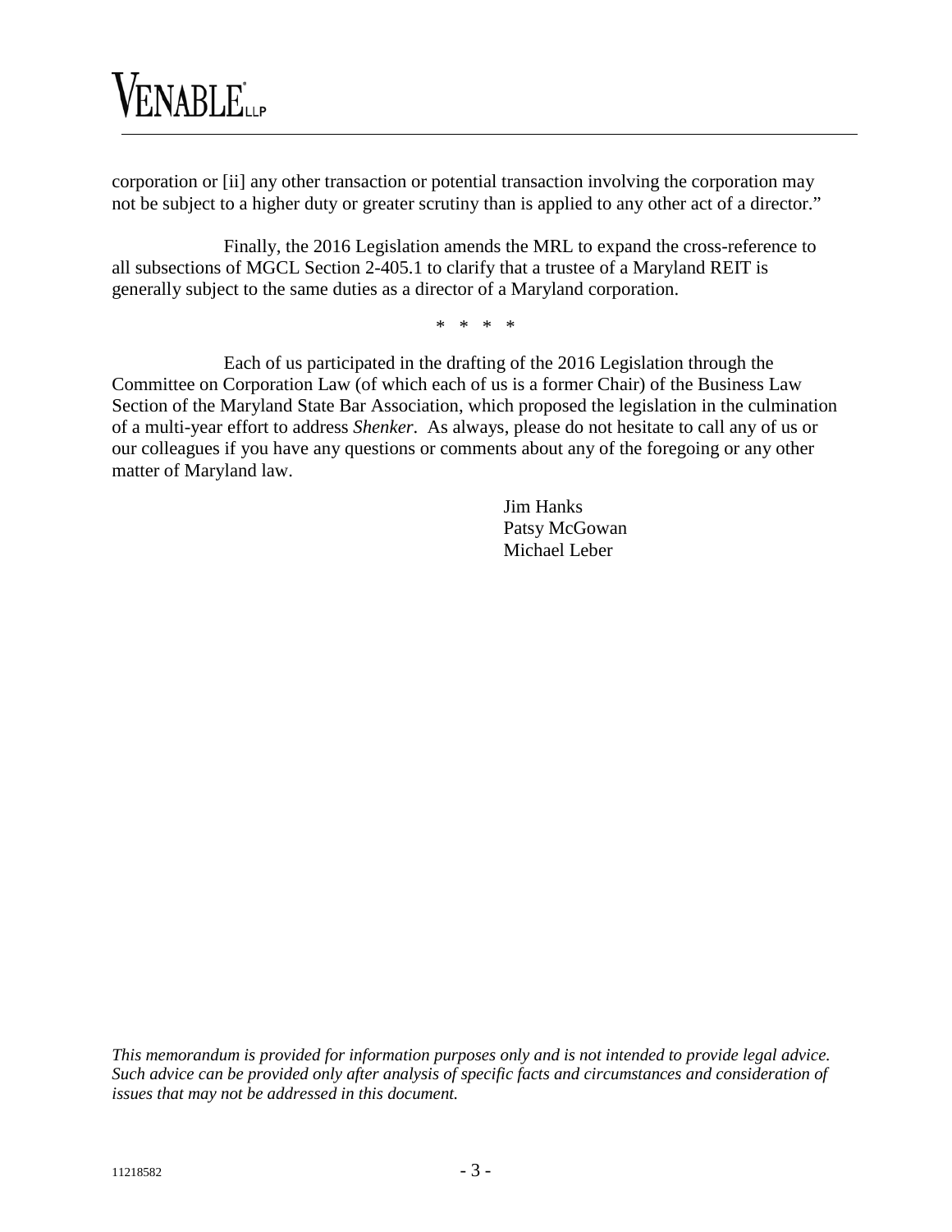corporation or [ii] any other transaction or potential transaction involving the corporation may not be subject to a higher duty or greater scrutiny than is applied to any other act of a director."

Finally, the 2016 Legislation amends the MRL to expand the cross-reference to all subsections of MGCL Section 2-405.1 to clarify that a trustee of a Maryland REIT is generally subject to the same duties as a director of a Maryland corporation.

\* \* \* \*

Each of us participated in the drafting of the 2016 Legislation through the Committee on Corporation Law (of which each of us is a former Chair) of the Business Law Section of the Maryland State Bar Association, which proposed the legislation in the culmination of a multi-year effort to address *Shenker*. As always, please do not hesitate to call any of us or our colleagues if you have any questions or comments about any of the foregoing or any other matter of Maryland law.

Jim Hanks
Patsy McGowan
Michael Leber

*This memorandum is provided for information purposes only and is not intended to provide legal advice. Such advice can be provided only after analysis of specific facts and circumstances and consideration of issues that may not be addressed in this document.*